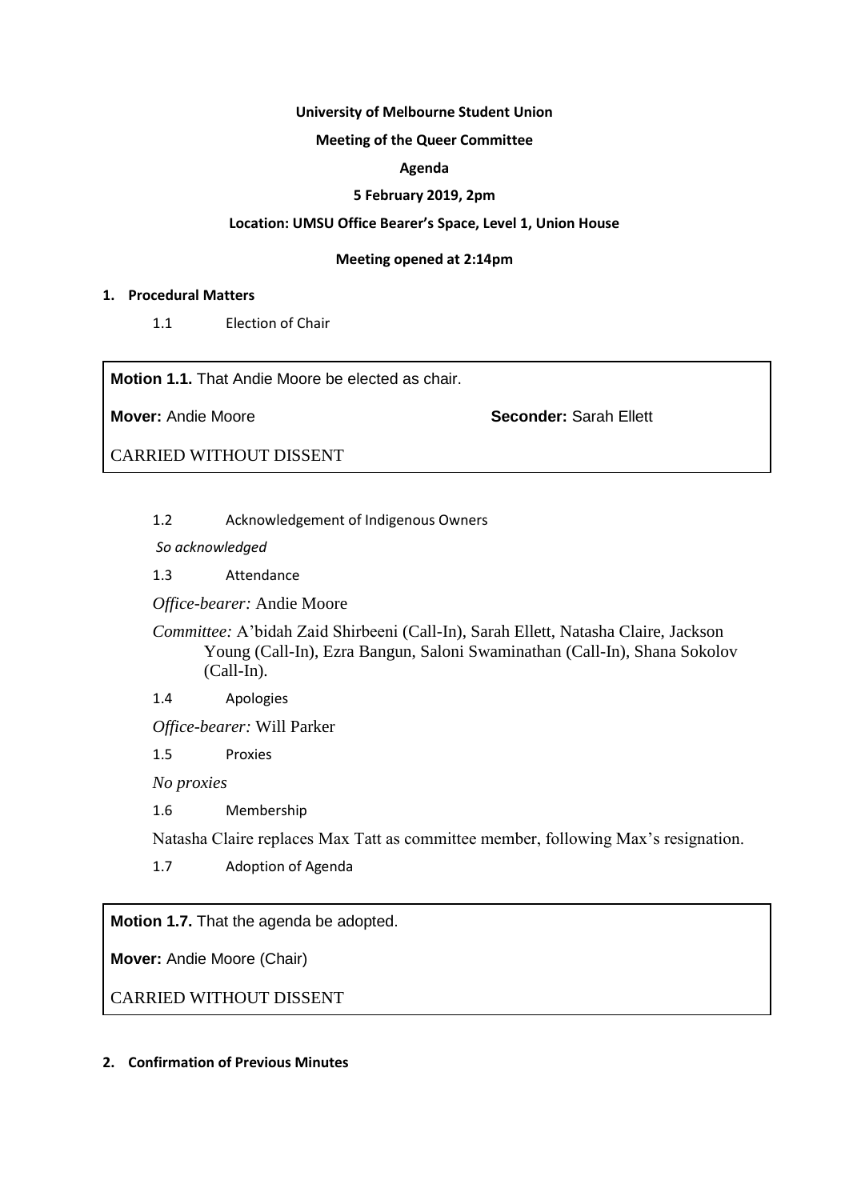**University of Melbourne Student Union**

**Meeting of the Queer Committee**

**Agenda**

**5 February 2019, 2pm**

**Location: UMSU Office Bearer's Space, Level 1, Union House**

**Meeting opened at 2:14pm**

**1. Procedural Matters**

1.1 Election of Chair

> **Motion 1.1.** That Andie Moore be elected as chair.
>
> **Mover:** Andie Moore **Seconder:** Sarah Ellett
>
> CARRIED WITHOUT DISSENT

1.2 Acknowledgement of Indigenous Owners

*So acknowledged*

1.3 Attendance

*Office-bearer:* Andie Moore

*Committee:* A'bidah Zaid Shirbeeni (Call-In), Sarah Ellett, Natasha Claire, Jackson Young (Call-In), Ezra Bangun, Saloni Swaminathan (Call-In), Shana Sokolov (Call-In).

1.4 Apologies

*Office-bearer:* Will Parker

1.5 Proxies

*No proxies*

1.6 Membership

Natasha Claire replaces Max Tatt as committee member, following Max's resignation.

1.7 Adoption of Agenda

> **Motion 1.7.** That the agenda be adopted.
>
> **Mover:** Andie Moore (Chair)
>
> CARRIED WITHOUT DISSENT

**2. Confirmation of Previous Minutes**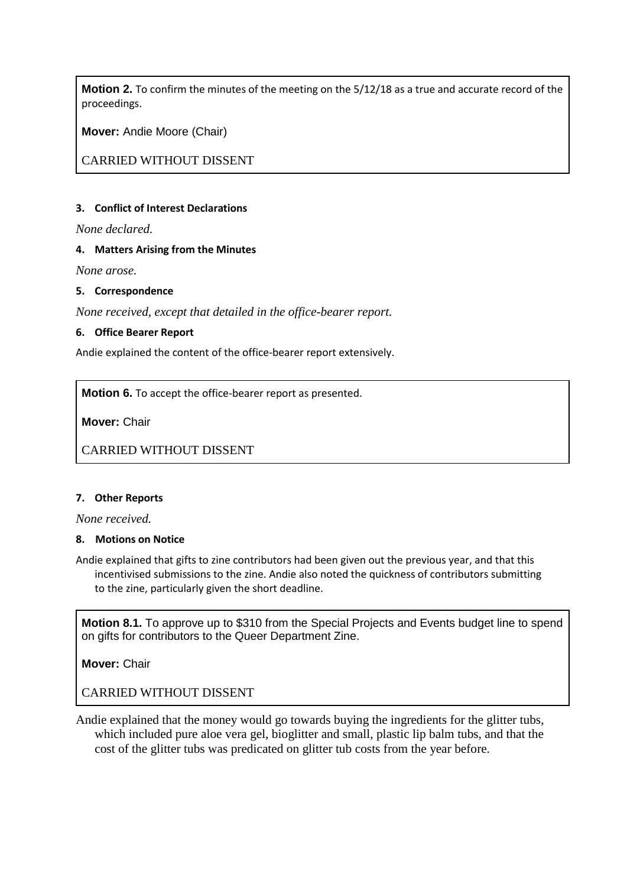**Motion 2.** To confirm the minutes of the meeting on the 5/12/18 as a true and accurate record of the proceedings.

**Mover:** Andie Moore (Chair)

CARRIED WITHOUT DISSENT

**3. Conflict of Interest Declarations**

*None declared.*

**4. Matters Arising from the Minutes**

*None arose.*

**5. Correspondence**

*None received, except that detailed in the office-bearer report.*

**6. Office Bearer Report**

Andie explained the content of the office-bearer report extensively.

**Motion 6.** To accept the office-bearer report as presented.

**Mover:** Chair

CARRIED WITHOUT DISSENT

**7. Other Reports**

*None received.*

**8. Motions on Notice**

Andie explained that gifts to zine contributors had been given out the previous year, and that this incentivised submissions to the zine. Andie also noted the quickness of contributors submitting to the zine, particularly given the short deadline.

**Motion 8.1.** To approve up to $310 from the Special Projects and Events budget line to spend on gifts for contributors to the Queer Department Zine.

**Mover:** Chair

CARRIED WITHOUT DISSENT

Andie explained that the money would go towards buying the ingredients for the glitter tubs, which included pure aloe vera gel, bioglitter and small, plastic lip balm tubs, and that the cost of the glitter tubs was predicated on glitter tub costs from the year before.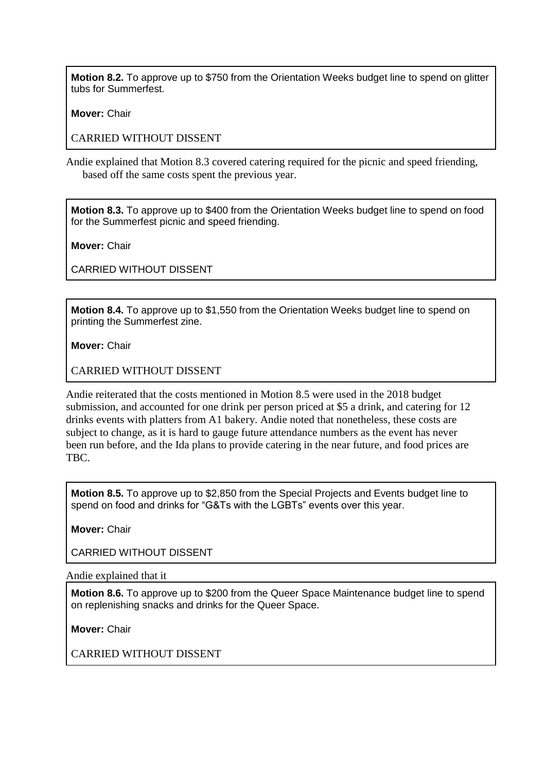**Motion 8.2.** To approve up to $750 from the Orientation Weeks budget line to spend on glitter tubs for Summerfest.

**Mover:** Chair

CARRIED WITHOUT DISSENT

Andie explained that Motion 8.3 covered catering required for the picnic and speed friending, based off the same costs spent the previous year.

**Motion 8.3.** To approve up to $400 from the Orientation Weeks budget line to spend on food for the Summerfest picnic and speed friending.

**Mover:** Chair

CARRIED WITHOUT DISSENT

**Motion 8.4.** To approve up to $1,550 from the Orientation Weeks budget line to spend on printing the Summerfest zine.

**Mover:** Chair

CARRIED WITHOUT DISSENT

Andie reiterated that the costs mentioned in Motion 8.5 were used in the 2018 budget submission, and accounted for one drink per person priced at $5 a drink, and catering for 12 drinks events with platters from A1 bakery. Andie noted that nonetheless, these costs are subject to change, as it is hard to gauge future attendance numbers as the event has never been run before, and the Ida plans to provide catering in the near future, and food prices are TBC.

**Motion 8.5.** To approve up to $2,850 from the Special Projects and Events budget line to spend on food and drinks for "G&Ts with the LGBTs" events over this year.

**Mover:** Chair

CARRIED WITHOUT DISSENT

Andie explained that it

**Motion 8.6.** To approve up to $200 from the Queer Space Maintenance budget line to spend on replenishing snacks and drinks for the Queer Space.

**Mover:** Chair

CARRIED WITHOUT DISSENT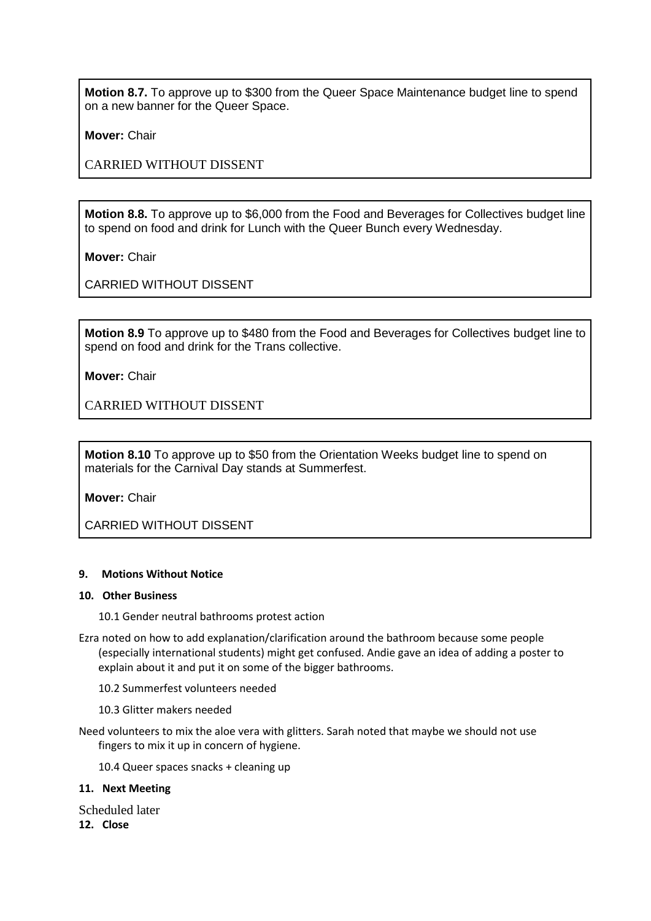**Motion 8.7.** To approve up to $300 from the Queer Space Maintenance budget line to spend on a new banner for the Queer Space.

**Mover:** Chair

CARRIED WITHOUT DISSENT

**Motion 8.8.** To approve up to $6,000 from the Food and Beverages for Collectives budget line to spend on food and drink for Lunch with the Queer Bunch every Wednesday.

**Mover:** Chair

CARRIED WITHOUT DISSENT

**Motion 8.9** To approve up to $480 from the Food and Beverages for Collectives budget line to spend on food and drink for the Trans collective.

**Mover:** Chair

CARRIED WITHOUT DISSENT

**Motion 8.10** To approve up to $50 from the Orientation Weeks budget line to spend on materials for the Carnival Day stands at Summerfest.

**Mover:** Chair

CARRIED WITHOUT DISSENT

**9. Motions Without Notice**

**10. Other Business**

10.1 Gender neutral bathrooms protest action

Ezra noted on how to add explanation/clarification around the bathroom because some people (especially international students) might get confused. Andie gave an idea of adding a poster to explain about it and put it on some of the bigger bathrooms.

10.2 Summerfest volunteers needed

10.3 Glitter makers needed

Need volunteers to mix the aloe vera with glitters. Sarah noted that maybe we should not use fingers to mix it up in concern of hygiene.

10.4 Queer spaces snacks + cleaning up

**11. Next Meeting**

Scheduled later

**12. Close**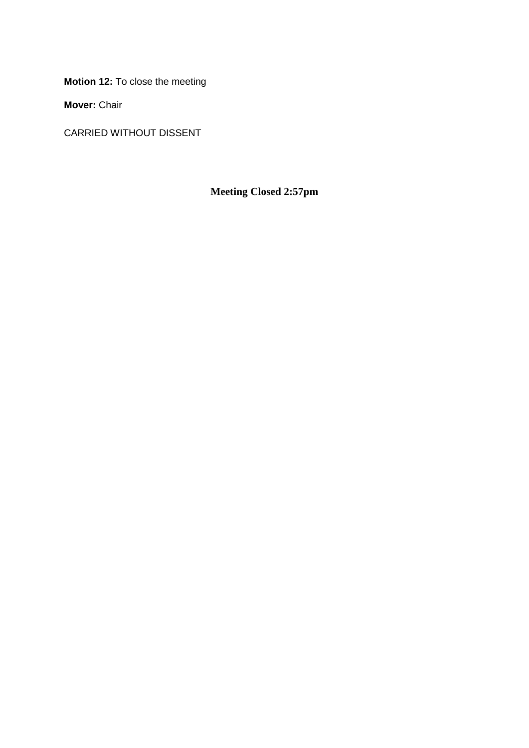**Motion 12:** To close the meeting

**Mover:** Chair

CARRIED WITHOUT DISSENT

**Meeting Closed 2:57pm**